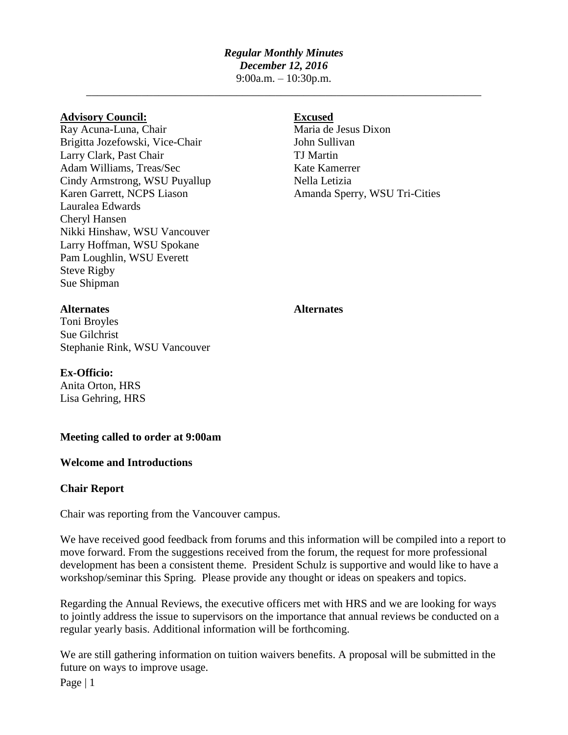***Regular Monthly Minutes***
***December 12, 2016***
9:00a.m. – 10:30p.m.

---

**Advisory Council:**

Ray Acuna-Luna, Chair
Brigitta Jozefowski, Vice-Chair
Larry Clark, Past Chair
Adam Williams, Treas/Sec
Cindy Armstrong, WSU Puyallup
Karen Garrett, NCPS Liason
Lauralea Edwards
Cheryl Hansen
Nikki Hinshaw, WSU Vancouver
Larry Hoffman, WSU Spokane
Pam Loughlin, WSU Everett
Steve Rigby
Sue Shipman

**Alternates**

Toni Broyles
Sue Gilchrist
Stephanie Rink, WSU Vancouver

**Excused**

Maria de Jesus Dixon
John Sullivan
TJ Martin
Kate Kamerrer
Nella Letizia
Amanda Sperry, WSU Tri-Cities

**Alternates**

**Ex-Officio:**

Anita Orton, HRS
Lisa Gehring, HRS

**Meeting called to order at 9:00am**

**Welcome and Introductions**

**Chair Report**

Chair was reporting from the Vancouver campus.

We have received good feedback from forums and this information will be compiled into a report to move forward. From the suggestions received from the forum, the request for more professional development has been a consistent theme. President Schulz is supportive and would like to have a workshop/seminar this Spring. Please provide any thought or ideas on speakers and topics.

Regarding the Annual Reviews, the executive officers met with HRS and we are looking for ways to jointly address the issue to supervisors on the importance that annual reviews be conducted on a regular yearly basis. Additional information will be forthcoming.

We are still gathering information on tuition waivers benefits. A proposal will be submitted in the future on ways to improve usage.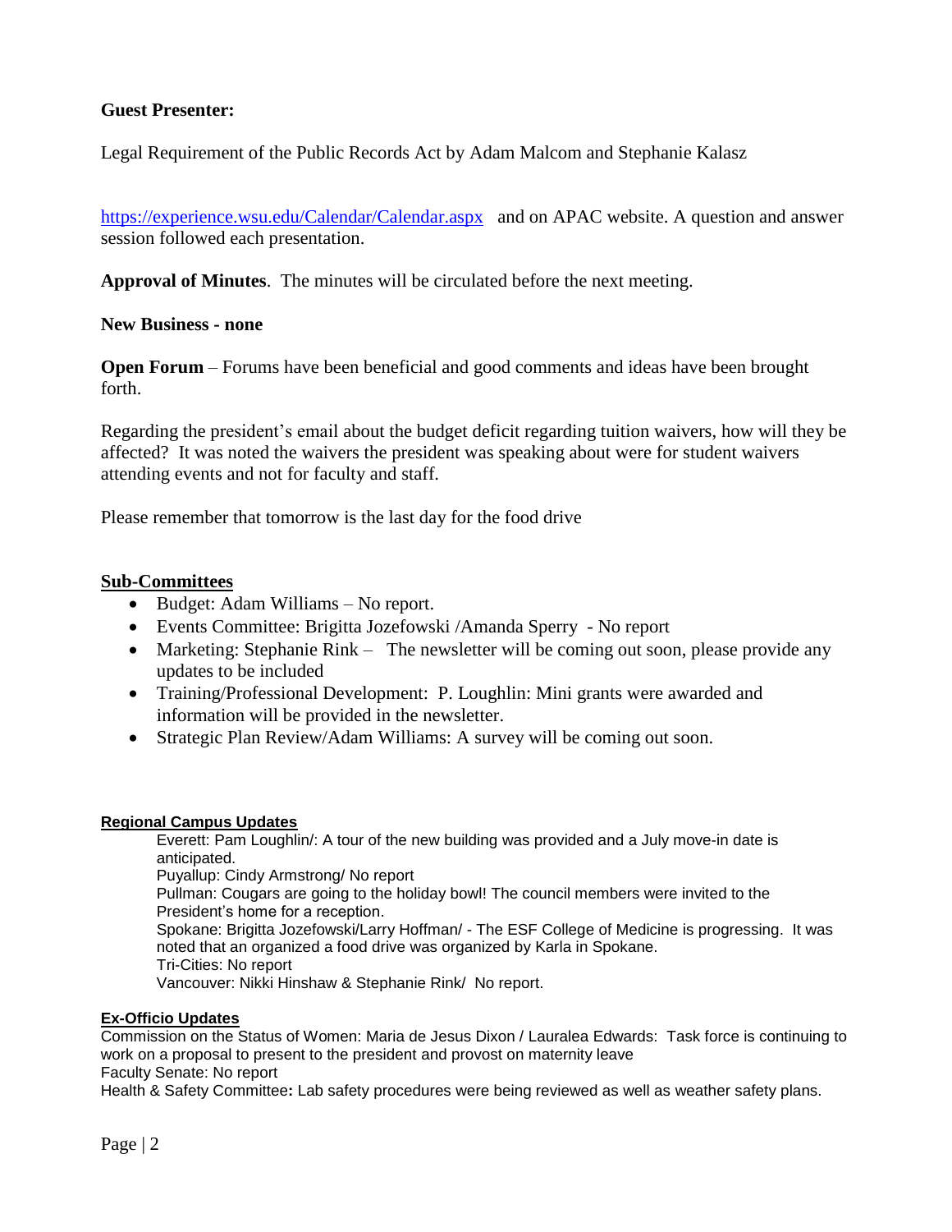**Guest Presenter:**

Legal Requirement of the Public Records Act by Adam Malcom and Stephanie Kalasz

https://experience.wsu.edu/Calendar/Calendar.aspx and on APAC website. A question and answer session followed each presentation.

**Approval of Minutes**. The minutes will be circulated before the next meeting.

**New Business - none**

**Open Forum** – Forums have been beneficial and good comments and ideas have been brought forth.

Regarding the president's email about the budget deficit regarding tuition waivers, how will they be affected? It was noted the waivers the president was speaking about were for student waivers attending events and not for faculty and staff.

Please remember that tomorrow is the last day for the food drive

## Sub-Committees

- Budget: Adam Williams – No report.
- Events Committee: Brigitta Jozefowski /Amanda Sperry - No report
- Marketing: Stephanie Rink – The newsletter will be coming out soon, please provide any updates to be included
- Training/Professional Development: P. Loughlin: Mini grants were awarded and information will be provided in the newsletter.
- Strategic Plan Review/Adam Williams: A survey will be coming out soon.

### Regional Campus Updates

Everett: Pam Loughlin/: A tour of the new building was provided and a July move-in date is anticipated.
Puyallup: Cindy Armstrong/ No report
Pullman: Cougars are going to the holiday bowl! The council members were invited to the President's home for a reception.
Spokane: Brigitta Jozefowski/Larry Hoffman/ - The ESF College of Medicine is progressing. It was noted that an organized a food drive was organized by Karla in Spokane.
Tri-Cities: No report
Vancouver: Nikki Hinshaw & Stephanie Rink/ No report.

### Ex-Officio Updates

Commission on the Status of Women: Maria de Jesus Dixon / Lauralea Edwards: Task force is continuing to work on a proposal to present to the president and provost on maternity leave
Faculty Senate: No report
Health & Safety Committee**:** Lab safety procedures were being reviewed as well as weather safety plans.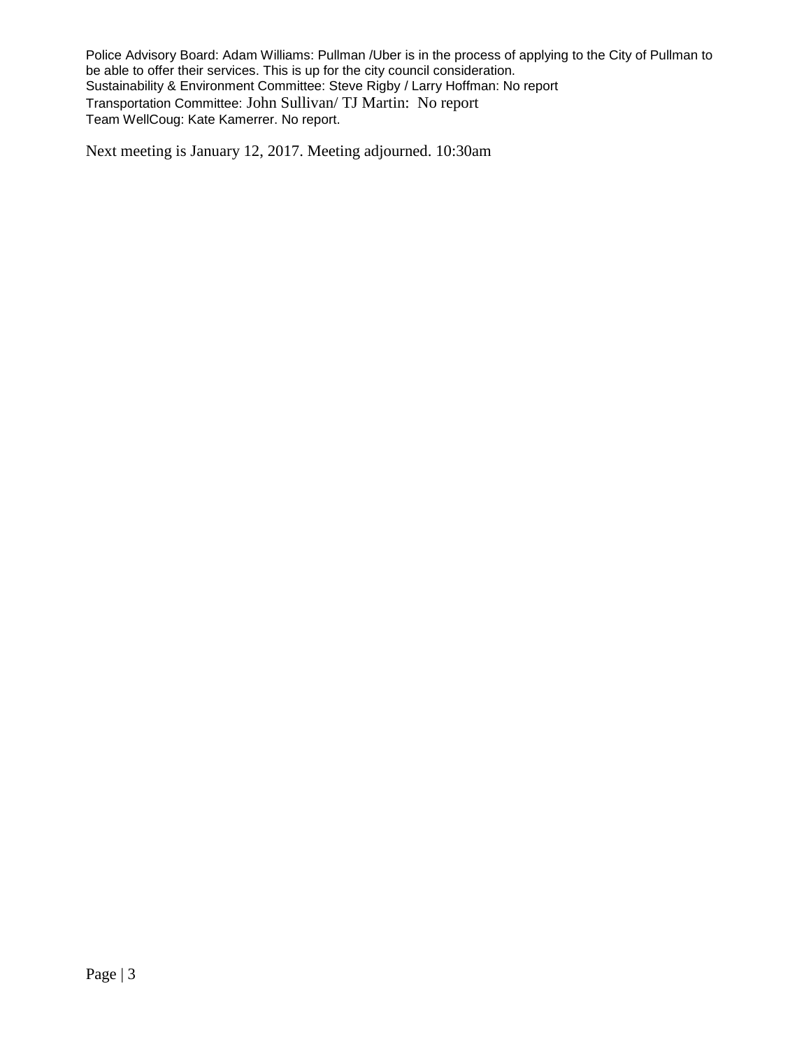Police Advisory Board: Adam Williams: Pullman /Uber is in the process of applying to the City of Pullman to be able to offer their services. This is up for the city council consideration.
Sustainability & Environment Committee: Steve Rigby / Larry Hoffman: No report
Transportation Committee: John Sullivan/ TJ Martin: No report
Team WellCoug: Kate Kamerrer. No report.

Next meeting is January 12, 2017. Meeting adjourned. 10:30am